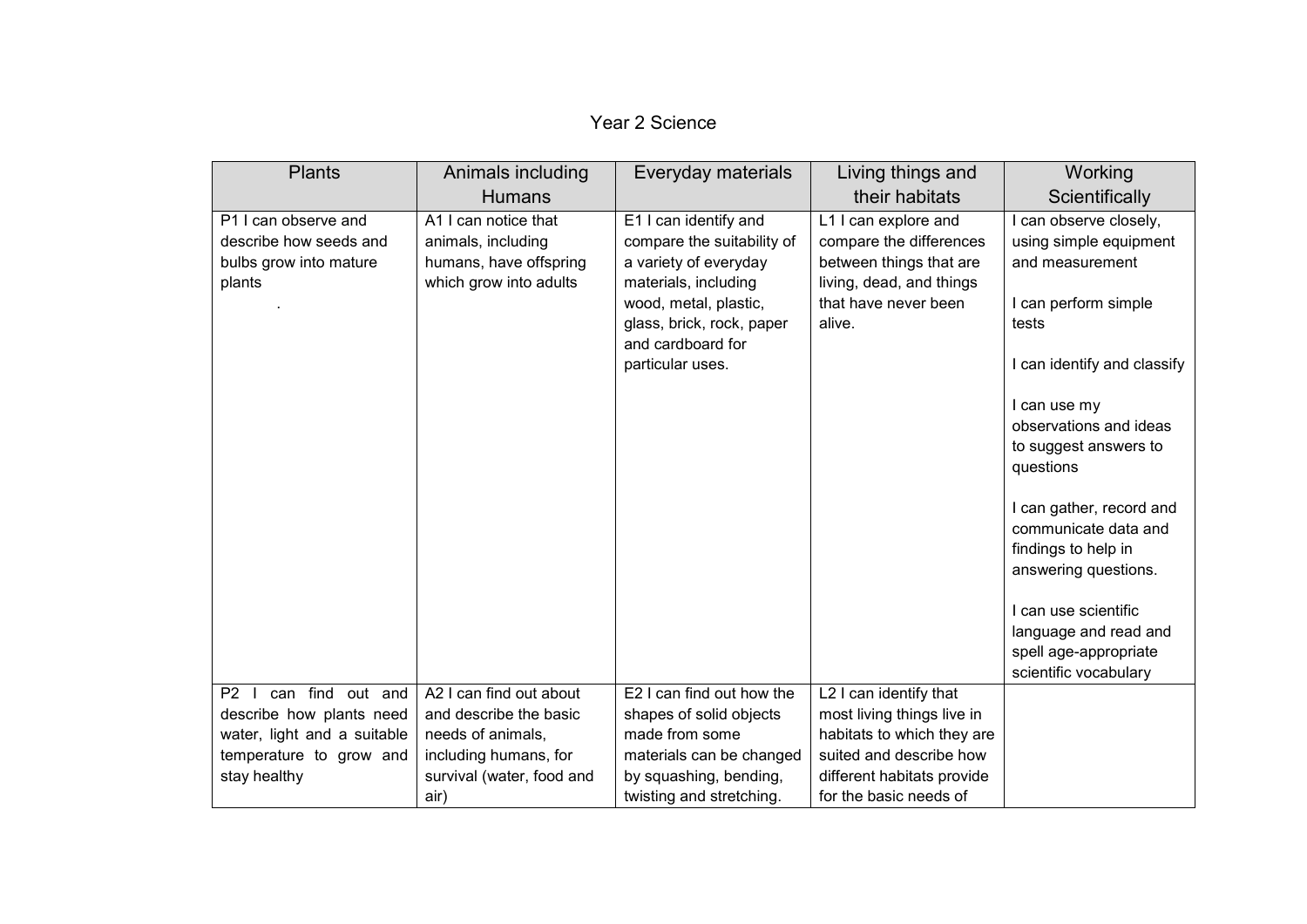# Year 2 Science

| Plants | Animals including Humans | Everyday materials | Living things and their habitats | Working Scientifically |
|---|---|---|---|---|
| P1 I can observe and describe how seeds and bulbs grow into mature plants<br>. | A1 I can notice that animals, including humans, have offspring which grow into adults | E1 I can identify and compare the suitability of a variety of everyday materials, including wood, metal, plastic, glass, brick, rock, paper and cardboard for particular uses. | L1 I can explore and compare the differences between things that are living, dead, and things that have never been alive. | I can observe closely, using simple equipment and measurement<br><br>I can perform simple tests<br><br>I can identify and classify<br><br>I can use my observations and ideas to suggest answers to questions<br><br>I can gather, record and communicate data and findings to help in answering questions.<br><br>I can use scientific language and read and spell age-appropriate scientific vocabulary |
| P2 I can find out and describe how plants need water, light and a suitable temperature to grow and stay healthy | A2 I can find out about and describe the basic needs of animals, including humans, for survival (water, food and air) | E2 I can find out how the shapes of solid objects made from some materials can be changed by squashing, bending, twisting and stretching. | L2 I can identify that most living things live in habitats to which they are suited and describe how different habitats provide for the basic needs of | |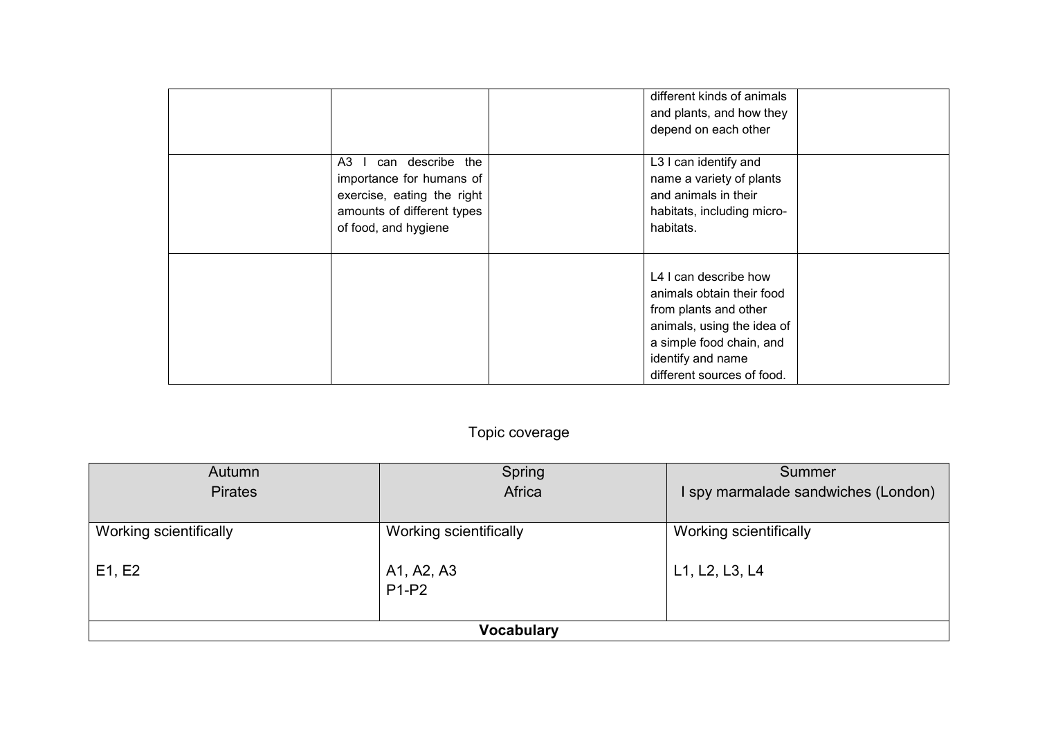| | | | | |
|---|---|---|---|---|
| | | | different kinds of animals and plants, and how they depend on each other | |
| | A3 I can describe the importance for humans of exercise, eating the right amounts of different types of food, and hygiene | | L3 I can identify and name a variety of plants and animals in their habitats, including micro-habitats. | |
| | | | L4 I can describe how animals obtain their food from plants and other animals, using the idea of a simple food chain, and identify and name different sources of food. | |

Topic coverage

| Autumn<br>Pirates | Spring<br>Africa | Summer<br>I spy marmalade sandwiches (London) |
|---|---|---|
| Working scientifically<br><br>E1, E2 | Working scientifically<br><br>A1, A2, A3<br>P1-P2 | Working scientifically<br><br>L1, L2, L3, L4 |
| **Vocabulary** | | |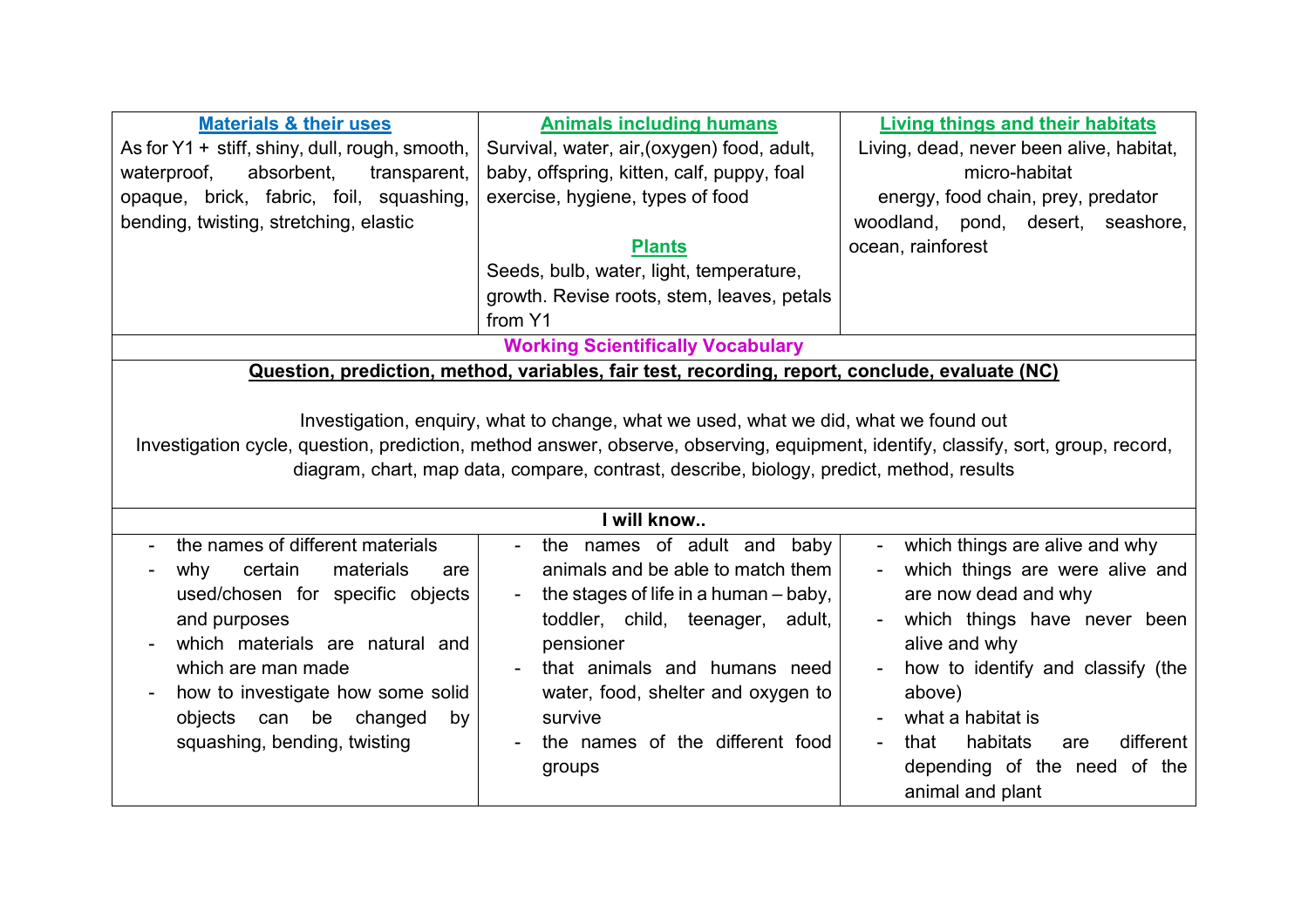| **Materials & their uses** | **Animals including humans** | **Living things and their habitats** |
|---|---|---|
| As for Y1 + stiff, shiny, dull, rough, smooth, waterproof, absorbent, transparent, opaque, brick, fabric, foil, squashing, bending, twisting, stretching, elastic | Survival, water, air,(oxygen) food, adult, baby, offspring, kitten, calf, puppy, foal exercise, hygiene, types of food<br><br>**Plants**<br>Seeds, bulb, water, light, temperature, growth. Revise roots, stem, leaves, petals from Y1 | Living, dead, never been alive, habitat, micro-habitat<br>energy, food chain, prey, predator<br>woodland, pond, desert, seashore, ocean, rainforest |
| **Working Scientifically Vocabulary** | | |
| **Question, prediction, method, variables, fair test, recording, report, conclude, evaluate (NC)**<br><br>Investigation, enquiry, what to change, what we used, what we did, what we found out<br>Investigation cycle, question, prediction, method answer, observe, observing, equipment, identify, classify, sort, group, record, diagram, chart, map data, compare, contrast, describe, biology, predict, method, results | | |
| **I will know..** | | |
| - the names of different materials<br>- why certain materials are used/chosen for specific objects and purposes<br>- which materials are natural and which are man made<br>- how to investigate how some solid objects can be changed by squashing, bending, twisting | - the names of adult and baby animals and be able to match them<br>- the stages of life in a human – baby, toddler, child, teenager, adult, pensioner<br>- that animals and humans need water, food, shelter and oxygen to survive<br>- the names of the different food groups | - which things are alive and why<br>- which things are were alive and are now dead and why<br>- which things have never been alive and why<br>- how to identify and classify (the above)<br>- what a habitat is<br>- that habitats are different depending of the need of the animal and plant |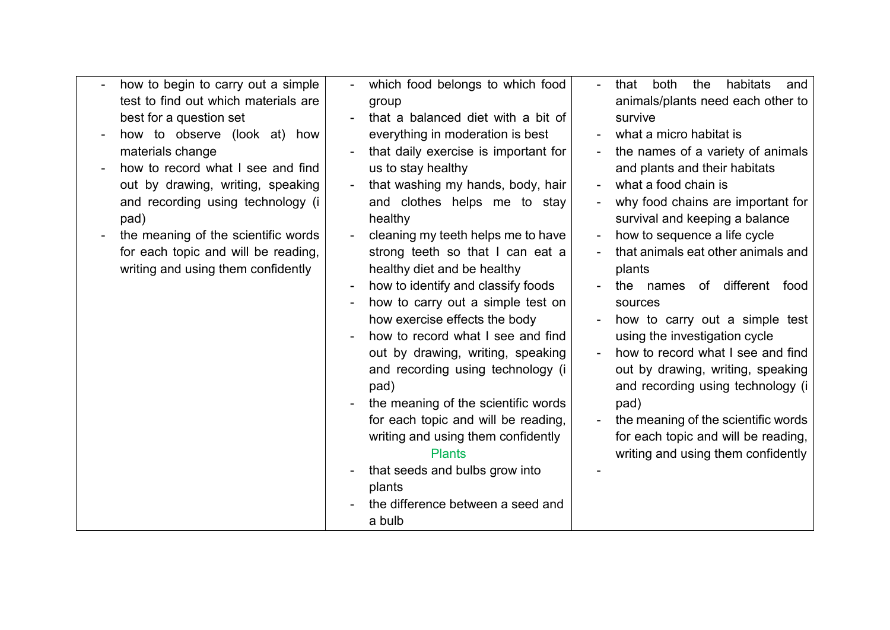| | | |
|---|---|---|
| - how to begin to carry out a simple test to find out which materials are best for a question set<br>- how to observe (look at) how materials change<br>- how to record what I see and find out by drawing, writing, speaking and recording using technology (i pad)<br>- the meaning of the scientific words for each topic and will be reading, writing and using them confidently | - which food belongs to which food group<br>- that a balanced diet with a bit of everything in moderation is best<br>- that daily exercise is important for us to stay healthy<br>- that washing my hands, body, hair and clothes helps me to stay healthy<br>- cleaning my teeth helps me to have strong teeth so that I can eat a healthy diet and be healthy<br>- how to identify and classify foods<br>- how to carry out a simple test on how exercise effects the body<br>- how to record what I see and find out by drawing, writing, speaking and recording using technology (i pad)<br>- the meaning of the scientific words for each topic and will be reading, writing and using them confidently<br>Plants<br>- that seeds and bulbs grow into plants<br>- the difference between a seed and a bulb | - that both the habitats and animals/plants need each other to survive<br>- what a micro habitat is<br>- the names of a variety of animals and plants and their habitats<br>- what a food chain is<br>- why food chains are important for survival and keeping a balance<br>- how to sequence a life cycle<br>- that animals eat other animals and plants<br>- the names of different food sources<br>- how to carry out a simple test using the investigation cycle<br>- how to record what I see and find out by drawing, writing, speaking and recording using technology (i pad)<br>- the meaning of the scientific words for each topic and will be reading, writing and using them confidently<br>- |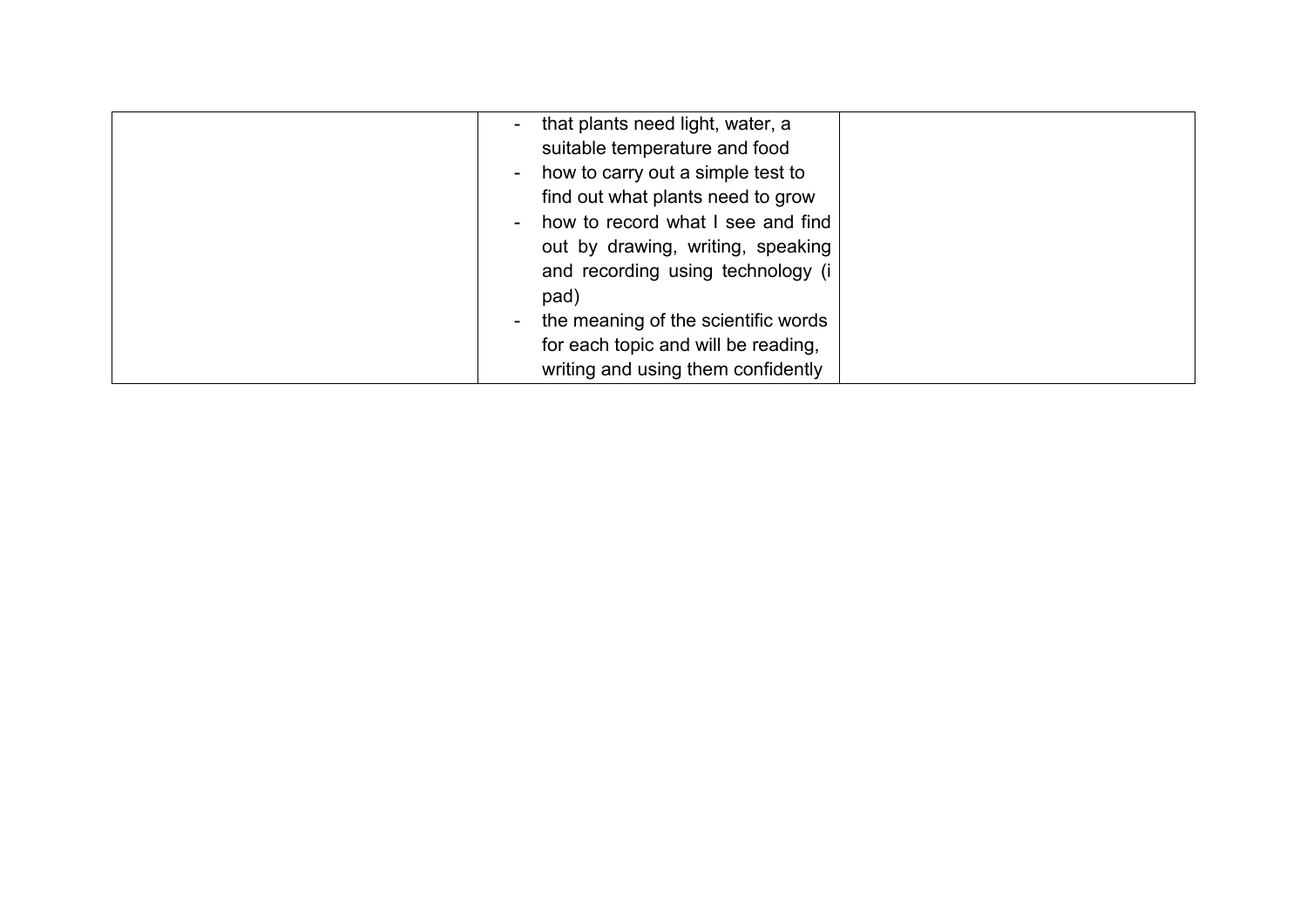| | | |
|---|---|---|
| | - that plants need light, water, a suitable temperature and food<br>- how to carry out a simple test to find out what plants need to grow<br>- how to record what I see and find out by drawing, writing, speaking and recording using technology (i pad)<br>- the meaning of the scientific words for each topic and will be reading, writing and using them confidently | |